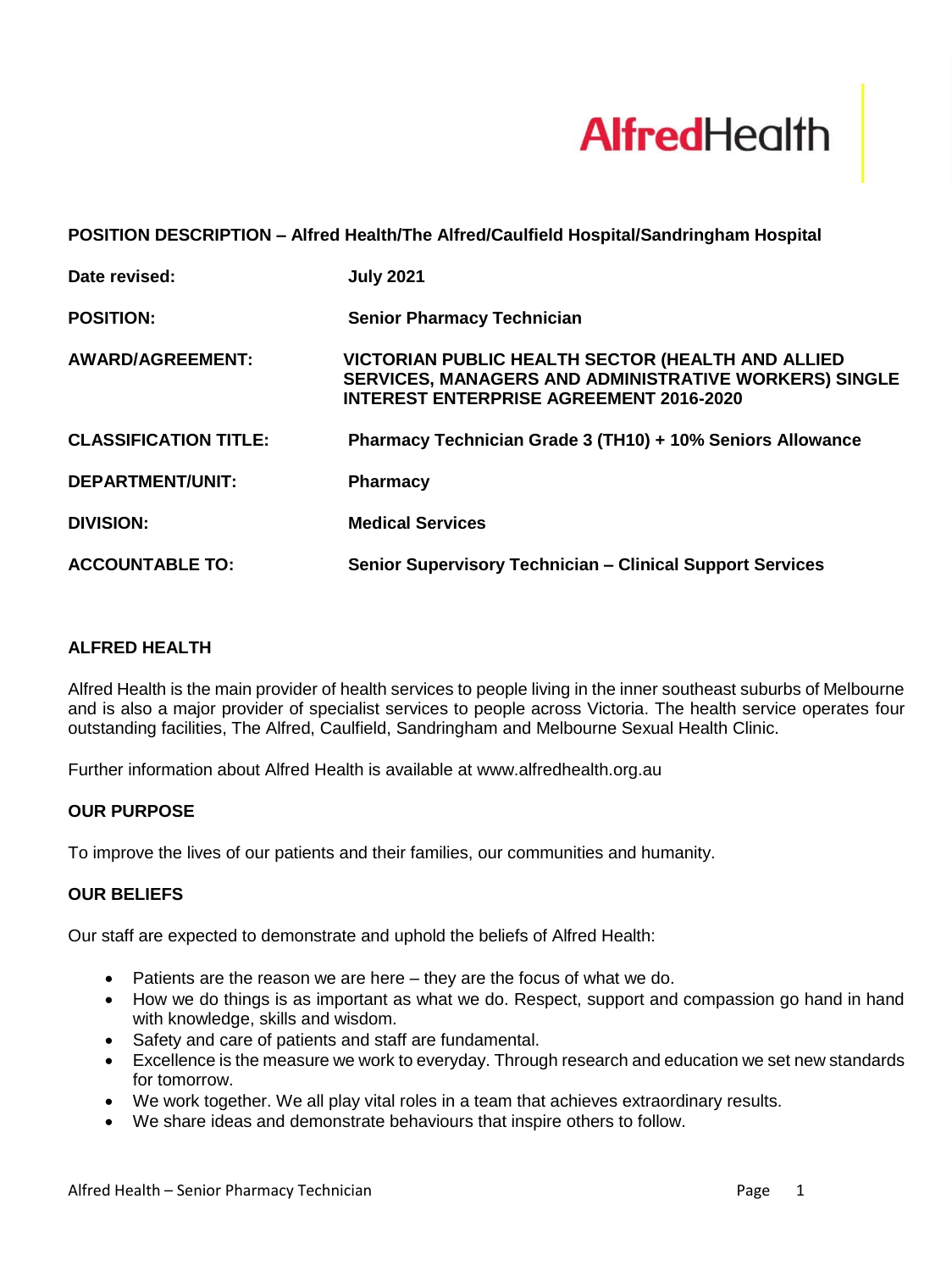AlfredHealth

**POSITION DESCRIPTION – Alfred Health/The Alfred/Caulfield Hospital/Sandringham Hospital**

| | |
|---|---|
| **Date revised:** | **July 2021** |
| **POSITION:** | **Senior Pharmacy Technician** |
| **AWARD/AGREEMENT:** | **VICTORIAN PUBLIC HEALTH SECTOR (HEALTH AND ALLIED SERVICES, MANAGERS AND ADMINISTRATIVE WORKERS) SINGLE INTEREST ENTERPRISE AGREEMENT 2016-2020** |
| **CLASSIFICATION TITLE:** | **Pharmacy Technician Grade 3 (TH10) + 10% Seniors Allowance** |
| **DEPARTMENT/UNIT:** | **Pharmacy** |
| **DIVISION:** | **Medical Services** |
| **ACCOUNTABLE TO:** | **Senior Supervisory Technician – Clinical Support Services** |

## ALFRED HEALTH

Alfred Health is the main provider of health services to people living in the inner southeast suburbs of Melbourne and is also a major provider of specialist services to people across Victoria. The health service operates four outstanding facilities, The Alfred, Caulfield, Sandringham and Melbourne Sexual Health Clinic.

Further information about Alfred Health is available at www.alfredhealth.org.au

## OUR PURPOSE

To improve the lives of our patients and their families, our communities and humanity.

## OUR BELIEFS

Our staff are expected to demonstrate and uphold the beliefs of Alfred Health:

- Patients are the reason we are here – they are the focus of what we do.
- How we do things is as important as what we do. Respect, support and compassion go hand in hand with knowledge, skills and wisdom.
- Safety and care of patients and staff are fundamental.
- Excellence is the measure we work to everyday. Through research and education we set new standards for tomorrow.
- We work together. We all play vital roles in a team that achieves extraordinary results.
- We share ideas and demonstrate behaviours that inspire others to follow.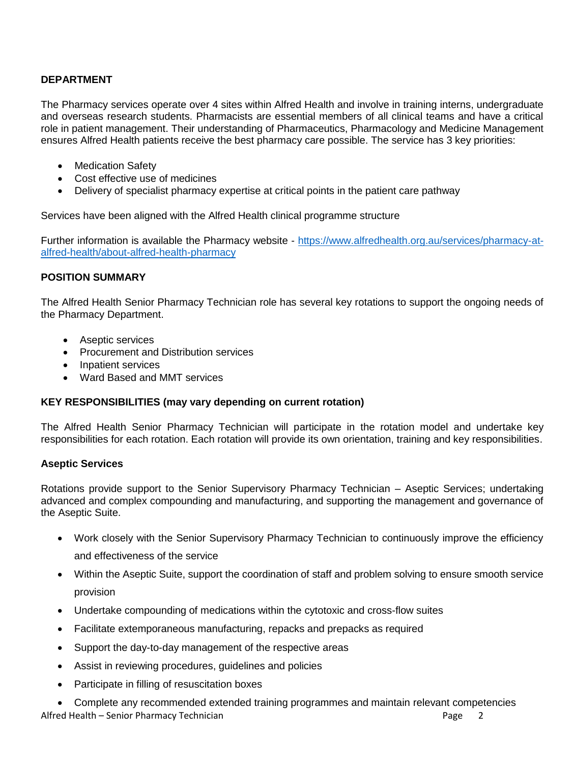**DEPARTMENT**

The Pharmacy services operate over 4 sites within Alfred Health and involve in training interns, undergraduate and overseas research students. Pharmacists are essential members of all clinical teams and have a critical role in patient management. Their understanding of Pharmaceutics, Pharmacology and Medicine Management ensures Alfred Health patients receive the best pharmacy care possible. The service has 3 key priorities:

- Medication Safety
- Cost effective use of medicines
- Delivery of specialist pharmacy expertise at critical points in the patient care pathway

Services have been aligned with the Alfred Health clinical programme structure

Further information is available the Pharmacy website - https://www.alfredhealth.org.au/services/pharmacy-at-alfred-health/about-alfred-health-pharmacy

**POSITION SUMMARY**

The Alfred Health Senior Pharmacy Technician role has several key rotations to support the ongoing needs of the Pharmacy Department.

- Aseptic services
- Procurement and Distribution services
- Inpatient services
- Ward Based and MMT services

**KEY RESPONSIBILITIES (may vary depending on current rotation)**

The Alfred Health Senior Pharmacy Technician will participate in the rotation model and undertake key responsibilities for each rotation. Each rotation will provide its own orientation, training and key responsibilities.

**Aseptic Services**

Rotations provide support to the Senior Supervisory Pharmacy Technician – Aseptic Services; undertaking advanced and complex compounding and manufacturing, and supporting the management and governance of the Aseptic Suite.

- Work closely with the Senior Supervisory Pharmacy Technician to continuously improve the efficiency and effectiveness of the service
- Within the Aseptic Suite, support the coordination of staff and problem solving to ensure smooth service provision
- Undertake compounding of medications within the cytotoxic and cross-flow suites
- Facilitate extemporaneous manufacturing, repacks and prepacks as required
- Support the day-to-day management of the respective areas
- Assist in reviewing procedures, guidelines and policies
- Participate in filling of resuscitation boxes
- Complete any recommended extended training programmes and maintain relevant competencies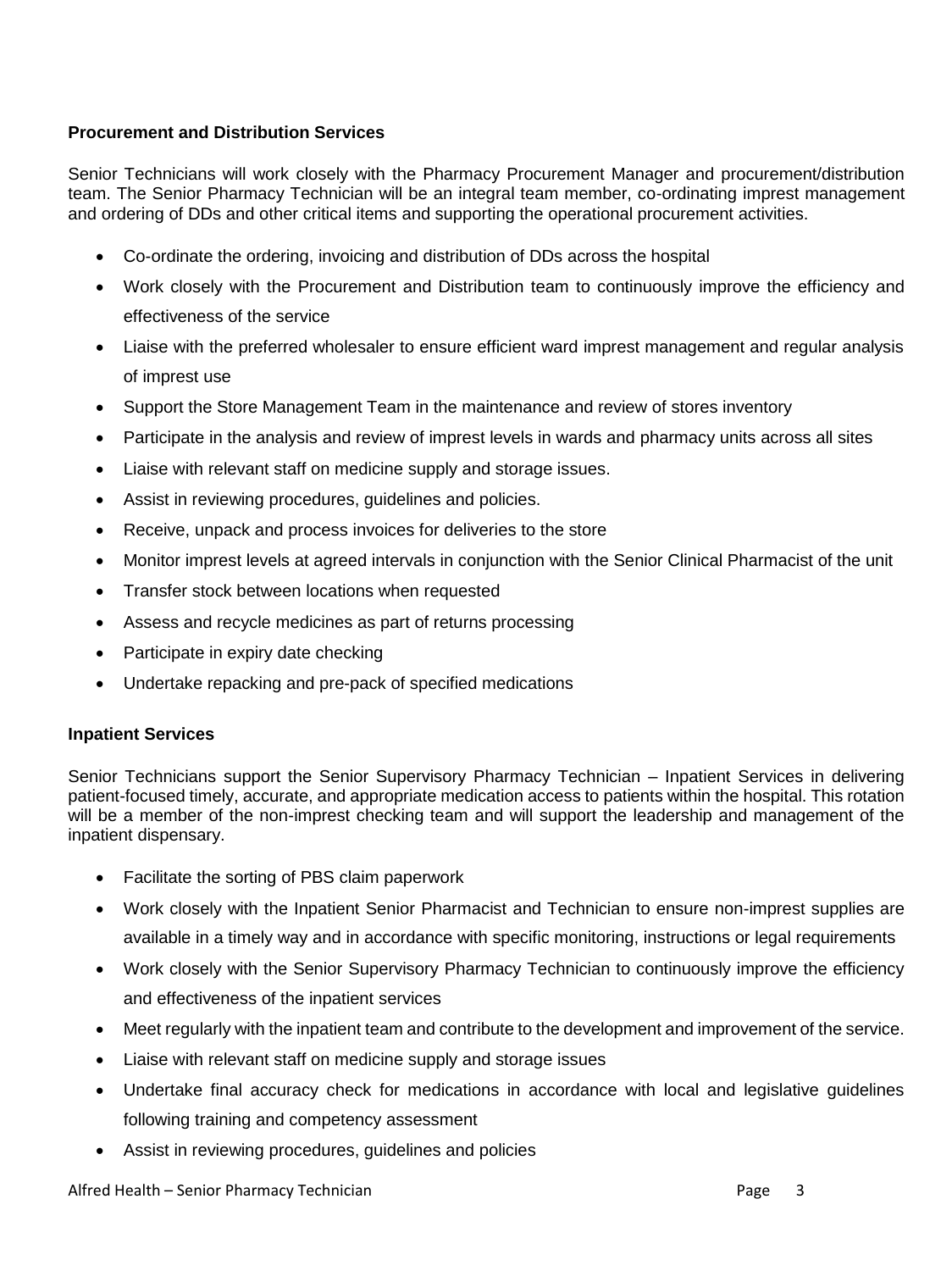**Procurement and Distribution Services**

Senior Technicians will work closely with the Pharmacy Procurement Manager and procurement/distribution team. The Senior Pharmacy Technician will be an integral team member, co-ordinating imprest management and ordering of DDs and other critical items and supporting the operational procurement activities.

- Co-ordinate the ordering, invoicing and distribution of DDs across the hospital
- Work closely with the Procurement and Distribution team to continuously improve the efficiency and effectiveness of the service
- Liaise with the preferred wholesaler to ensure efficient ward imprest management and regular analysis of imprest use
- Support the Store Management Team in the maintenance and review of stores inventory
- Participate in the analysis and review of imprest levels in wards and pharmacy units across all sites
- Liaise with relevant staff on medicine supply and storage issues.
- Assist in reviewing procedures, guidelines and policies.
- Receive, unpack and process invoices for deliveries to the store
- Monitor imprest levels at agreed intervals in conjunction with the Senior Clinical Pharmacist of the unit
- Transfer stock between locations when requested
- Assess and recycle medicines as part of returns processing
- Participate in expiry date checking
- Undertake repacking and pre-pack of specified medications

**Inpatient Services**

Senior Technicians support the Senior Supervisory Pharmacy Technician – Inpatient Services in delivering patient-focused timely, accurate, and appropriate medication access to patients within the hospital. This rotation will be a member of the non-imprest checking team and will support the leadership and management of the inpatient dispensary.

- Facilitate the sorting of PBS claim paperwork
- Work closely with the Inpatient Senior Pharmacist and Technician to ensure non-imprest supplies are available in a timely way and in accordance with specific monitoring, instructions or legal requirements
- Work closely with the Senior Supervisory Pharmacy Technician to continuously improve the efficiency and effectiveness of the inpatient services
- Meet regularly with the inpatient team and contribute to the development and improvement of the service.
- Liaise with relevant staff on medicine supply and storage issues
- Undertake final accuracy check for medications in accordance with local and legislative guidelines following training and competency assessment
- Assist in reviewing procedures, guidelines and policies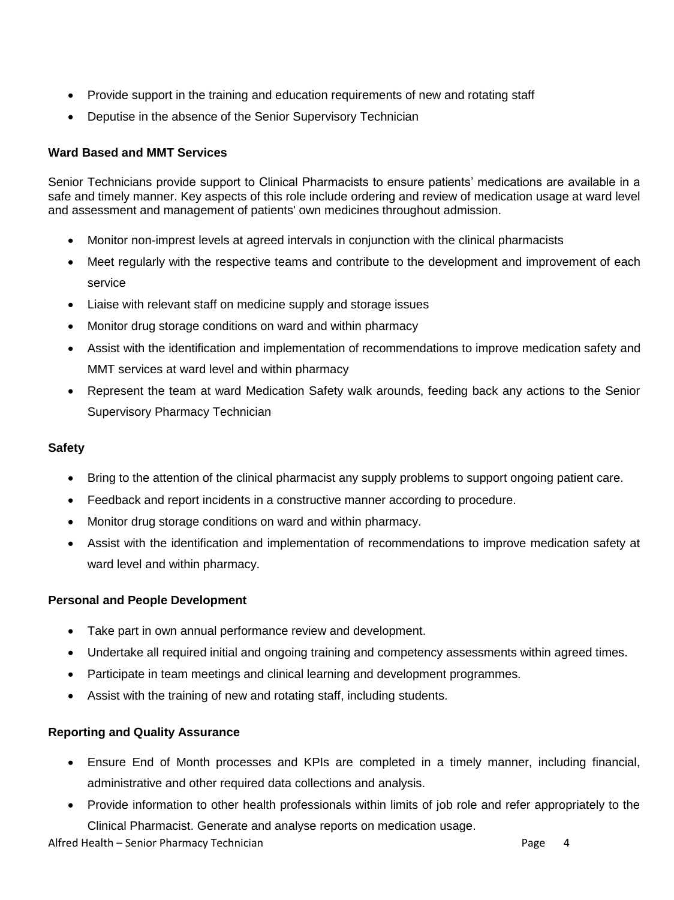- Provide support in the training and education requirements of new and rotating staff
- Deputise in the absence of the Senior Supervisory Technician

**Ward Based and MMT Services**

Senior Technicians provide support to Clinical Pharmacists to ensure patients' medications are available in a safe and timely manner. Key aspects of this role include ordering and review of medication usage at ward level and assessment and management of patients' own medicines throughout admission.

- Monitor non-imprest levels at agreed intervals in conjunction with the clinical pharmacists
- Meet regularly with the respective teams and contribute to the development and improvement of each service
- Liaise with relevant staff on medicine supply and storage issues
- Monitor drug storage conditions on ward and within pharmacy
- Assist with the identification and implementation of recommendations to improve medication safety and MMT services at ward level and within pharmacy
- Represent the team at ward Medication Safety walk arounds, feeding back any actions to the Senior Supervisory Pharmacy Technician

**Safety**

- Bring to the attention of the clinical pharmacist any supply problems to support ongoing patient care.
- Feedback and report incidents in a constructive manner according to procedure.
- Monitor drug storage conditions on ward and within pharmacy.
- Assist with the identification and implementation of recommendations to improve medication safety at ward level and within pharmacy.

**Personal and People Development**

- Take part in own annual performance review and development.
- Undertake all required initial and ongoing training and competency assessments within agreed times.
- Participate in team meetings and clinical learning and development programmes.
- Assist with the training of new and rotating staff, including students.

**Reporting and Quality Assurance**

- Ensure End of Month processes and KPIs are completed in a timely manner, including financial, administrative and other required data collections and analysis.
- Provide information to other health professionals within limits of job role and refer appropriately to the Clinical Pharmacist. Generate and analyse reports on medication usage.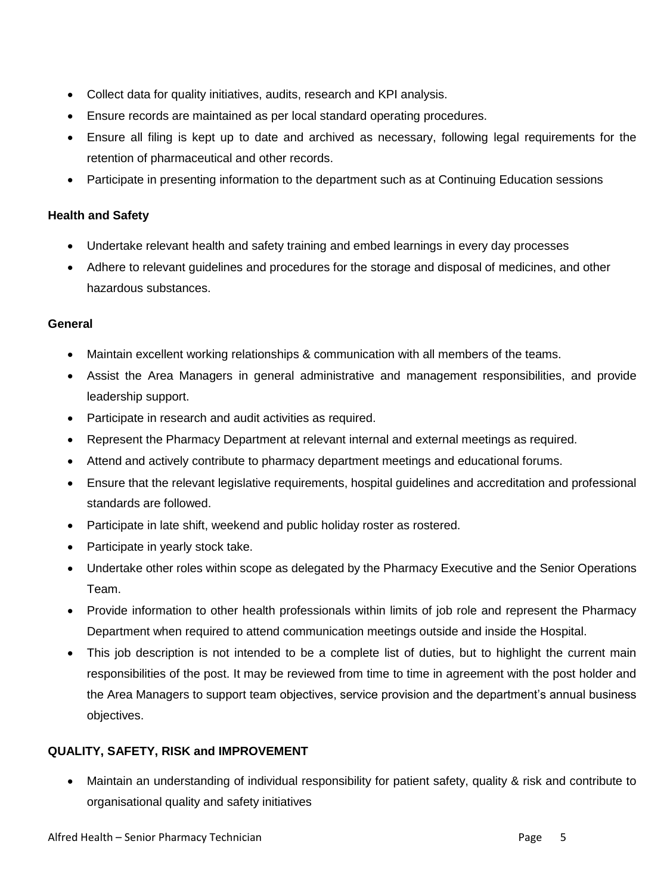- Collect data for quality initiatives, audits, research and KPI analysis.
- Ensure records are maintained as per local standard operating procedures.
- Ensure all filing is kept up to date and archived as necessary, following legal requirements for the retention of pharmaceutical and other records.
- Participate in presenting information to the department such as at Continuing Education sessions

**Health and Safety**

- Undertake relevant health and safety training and embed learnings in every day processes
- Adhere to relevant guidelines and procedures for the storage and disposal of medicines, and other hazardous substances.

**General**

- Maintain excellent working relationships & communication with all members of the teams.
- Assist the Area Managers in general administrative and management responsibilities, and provide leadership support.
- Participate in research and audit activities as required.
- Represent the Pharmacy Department at relevant internal and external meetings as required.
- Attend and actively contribute to pharmacy department meetings and educational forums.
- Ensure that the relevant legislative requirements, hospital guidelines and accreditation and professional standards are followed.
- Participate in late shift, weekend and public holiday roster as rostered.
- Participate in yearly stock take.
- Undertake other roles within scope as delegated by the Pharmacy Executive and the Senior Operations Team.
- Provide information to other health professionals within limits of job role and represent the Pharmacy Department when required to attend communication meetings outside and inside the Hospital.
- This job description is not intended to be a complete list of duties, but to highlight the current main responsibilities of the post. It may be reviewed from time to time in agreement with the post holder and the Area Managers to support team objectives, service provision and the department's annual business objectives.

**QUALITY, SAFETY, RISK and IMPROVEMENT**

- Maintain an understanding of individual responsibility for patient safety, quality & risk and contribute to organisational quality and safety initiatives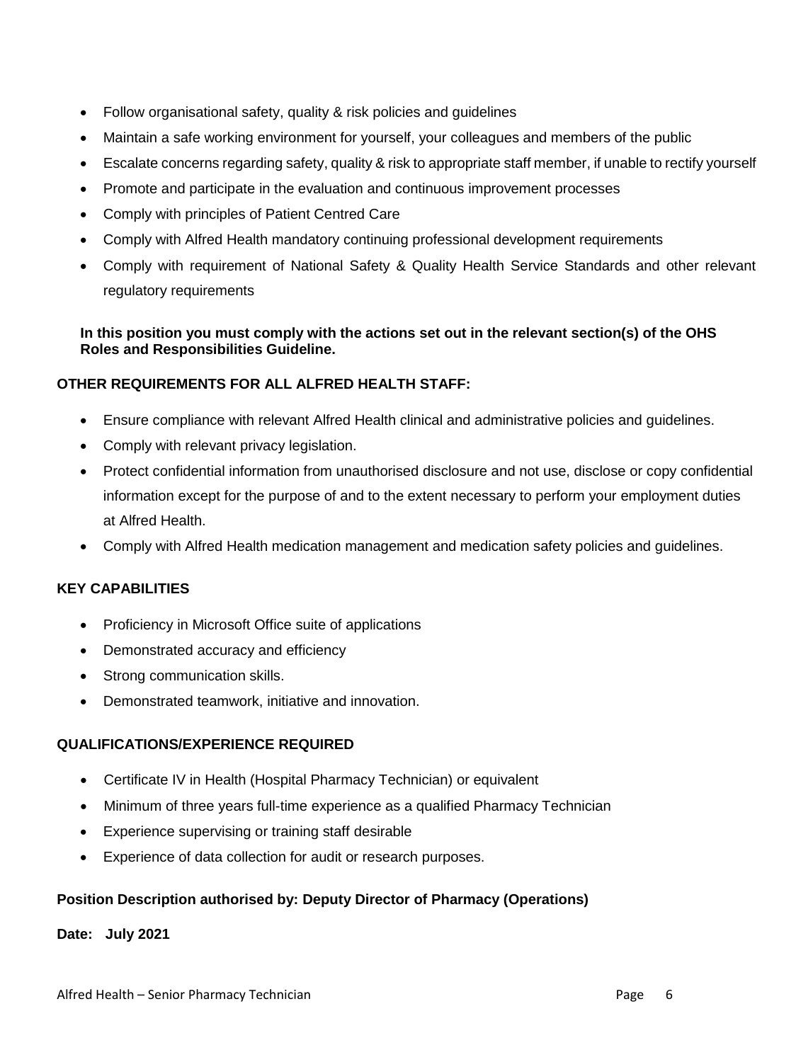- Follow organisational safety, quality & risk policies and guidelines
- Maintain a safe working environment for yourself, your colleagues and members of the public
- Escalate concerns regarding safety, quality & risk to appropriate staff member, if unable to rectify yourself
- Promote and participate in the evaluation and continuous improvement processes
- Comply with principles of Patient Centred Care
- Comply with Alfred Health mandatory continuing professional development requirements
- Comply with requirement of National Safety & Quality Health Service Standards and other relevant regulatory requirements

**In this position you must comply with the actions set out in the relevant section(s) of the OHS Roles and Responsibilities Guideline.**

### OTHER REQUIREMENTS FOR ALL ALFRED HEALTH STAFF:

- Ensure compliance with relevant Alfred Health clinical and administrative policies and guidelines.
- Comply with relevant privacy legislation.
- Protect confidential information from unauthorised disclosure and not use, disclose or copy confidential information except for the purpose of and to the extent necessary to perform your employment duties at Alfred Health.
- Comply with Alfred Health medication management and medication safety policies and guidelines.

### KEY CAPABILITIES

- Proficiency in Microsoft Office suite of applications
- Demonstrated accuracy and efficiency
- Strong communication skills.
- Demonstrated teamwork, initiative and innovation.

### QUALIFICATIONS/EXPERIENCE REQUIRED

- Certificate IV in Health (Hospital Pharmacy Technician) or equivalent
- Minimum of three years full-time experience as a qualified Pharmacy Technician
- Experience supervising or training staff desirable
- Experience of data collection for audit or research purposes.

**Position Description authorised by: Deputy Director of Pharmacy (Operations)**

**Date: July 2021**